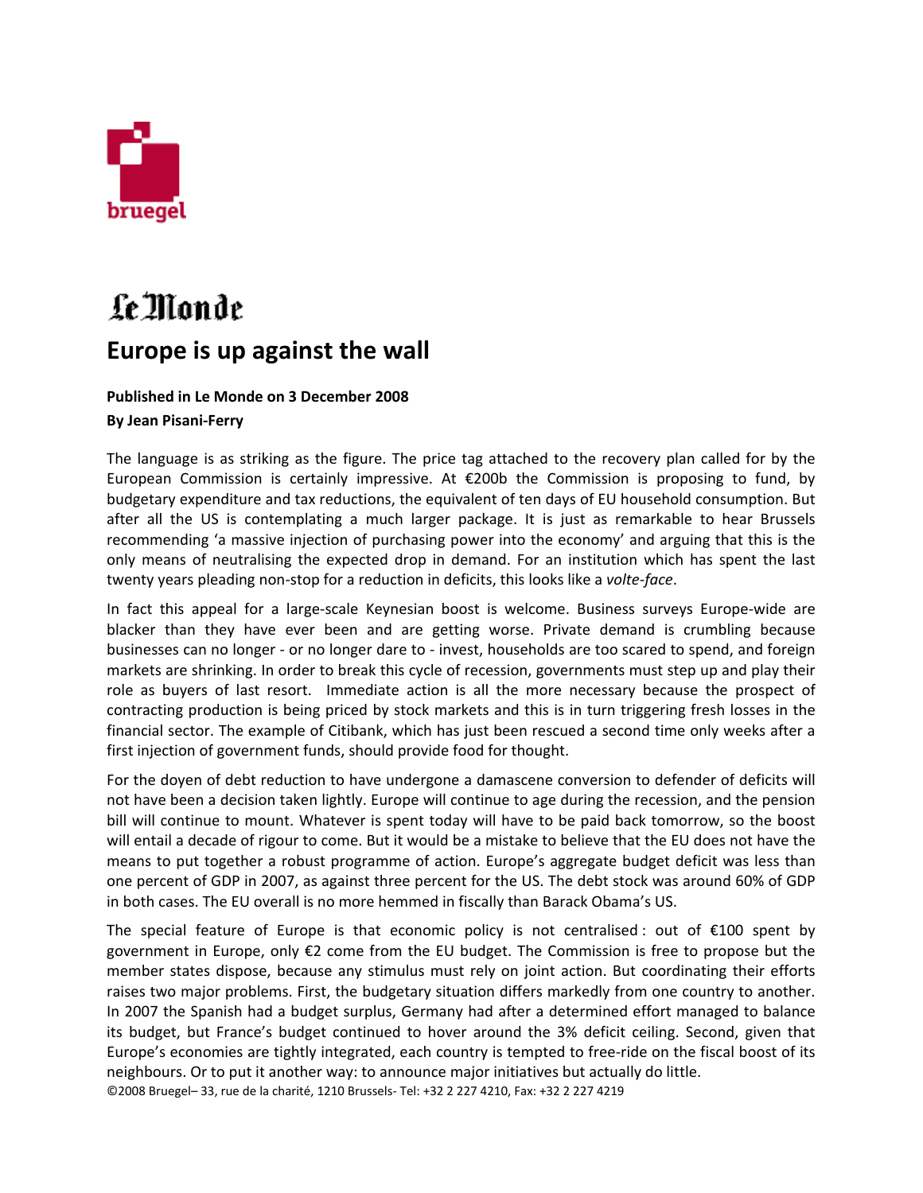Le Monde

# Europe is up against the wall

**Published in Le Monde on 3 December 2008**
**By Jean Pisani-Ferry**

The language is as striking as the figure. The price tag attached to the recovery plan called for by the European Commission is certainly impressive. At €200b the Commission is proposing to fund, by budgetary expenditure and tax reductions, the equivalent of ten days of EU household consumption. But after all the US is contemplating a much larger package. It is just as remarkable to hear Brussels recommending 'a massive injection of purchasing power into the economy' and arguing that this is the only means of neutralising the expected drop in demand. For an institution which has spent the last twenty years pleading non-stop for a reduction in deficits, this looks like a *volte-face*.

In fact this appeal for a large-scale Keynesian boost is welcome. Business surveys Europe-wide are blacker than they have ever been and are getting worse. Private demand is crumbling because businesses can no longer - or no longer dare to - invest, households are too scared to spend, and foreign markets are shrinking. In order to break this cycle of recession, governments must step up and play their role as buyers of last resort. Immediate action is all the more necessary because the prospect of contracting production is being priced by stock markets and this is in turn triggering fresh losses in the financial sector. The example of Citibank, which has just been rescued a second time only weeks after a first injection of government funds, should provide food for thought.

For the doyen of debt reduction to have undergone a damascene conversion to defender of deficits will not have been a decision taken lightly. Europe will continue to age during the recession, and the pension bill will continue to mount. Whatever is spent today will have to be paid back tomorrow, so the boost will entail a decade of rigour to come. But it would be a mistake to believe that the EU does not have the means to put together a robust programme of action. Europe's aggregate budget deficit was less than one percent of GDP in 2007, as against three percent for the US. The debt stock was around 60% of GDP in both cases. The EU overall is no more hemmed in fiscally than Barack Obama's US.

The special feature of Europe is that economic policy is not centralised : out of €100 spent by government in Europe, only €2 come from the EU budget. The Commission is free to propose but the member states dispose, because any stimulus must rely on joint action. But coordinating their efforts raises two major problems. First, the budgetary situation differs markedly from one country to another. In 2007 the Spanish had a budget surplus, Germany had after a determined effort managed to balance its budget, but France's budget continued to hover around the 3% deficit ceiling. Second, given that Europe's economies are tightly integrated, each country is tempted to free-ride on the fiscal boost of its neighbours. Or to put it another way: to announce major initiatives but actually do little.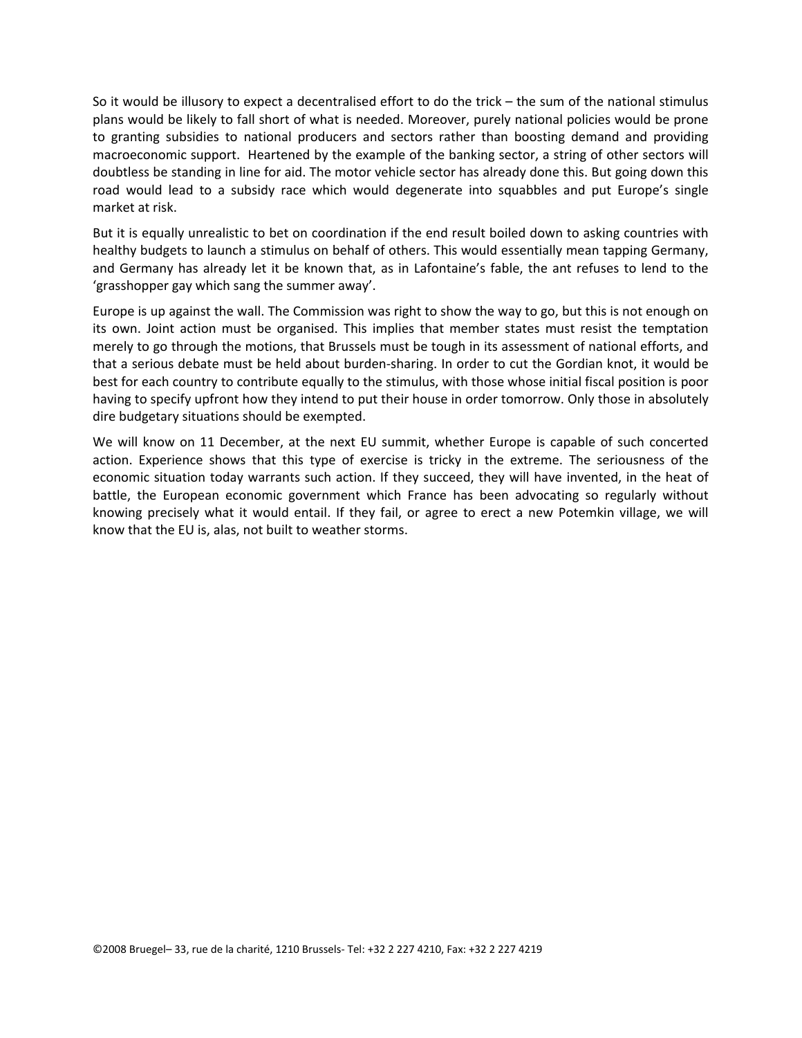So it would be illusory to expect a decentralised effort to do the trick – the sum of the national stimulus plans would be likely to fall short of what is needed. Moreover, purely national policies would be prone to granting subsidies to national producers and sectors rather than boosting demand and providing macroeconomic support. Heartened by the example of the banking sector, a string of other sectors will doubtless be standing in line for aid. The motor vehicle sector has already done this. But going down this road would lead to a subsidy race which would degenerate into squabbles and put Europe's single market at risk.

But it is equally unrealistic to bet on coordination if the end result boiled down to asking countries with healthy budgets to launch a stimulus on behalf of others. This would essentially mean tapping Germany, and Germany has already let it be known that, as in Lafontaine's fable, the ant refuses to lend to the 'grasshopper gay which sang the summer away'.

Europe is up against the wall. The Commission was right to show the way to go, but this is not enough on its own. Joint action must be organised. This implies that member states must resist the temptation merely to go through the motions, that Brussels must be tough in its assessment of national efforts, and that a serious debate must be held about burden-sharing. In order to cut the Gordian knot, it would be best for each country to contribute equally to the stimulus, with those whose initial fiscal position is poor having to specify upfront how they intend to put their house in order tomorrow. Only those in absolutely dire budgetary situations should be exempted.

We will know on 11 December, at the next EU summit, whether Europe is capable of such concerted action. Experience shows that this type of exercise is tricky in the extreme. The seriousness of the economic situation today warrants such action. If they succeed, they will have invented, in the heat of battle, the European economic government which France has been advocating so regularly without knowing precisely what it would entail. If they fail, or agree to erect a new Potemkin village, we will know that the EU is, alas, not built to weather storms.